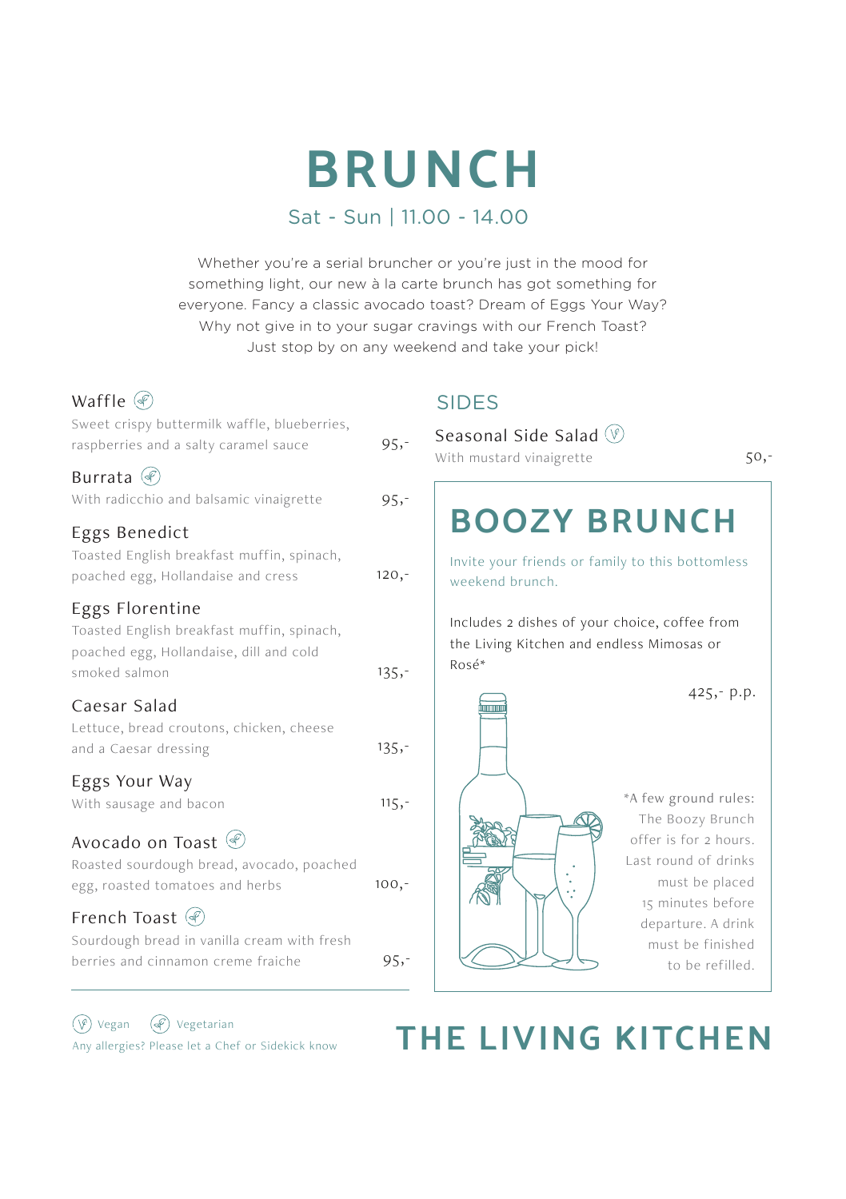# BRUNCH

Sat - Sun | 11.00 - 14.00

Whether you're a serial bruncher or you're just in the mood for something light, our new à la carte brunch has got something for everyone. Fancy a classic avocado toast? Dream of Eggs Your Way? Why not give in to your sugar cravings with our French Toast? Just stop by on any weekend and take your pick!

### Waffle (Vegetarian)
Sweet crispy buttermilk waffle, blueberries, raspberries and a salty caramel sauce — 95,-

### Burrata (Vegetarian)
With radicchio and balsamic vinaigrette — 95,-

### Eggs Benedict
Toasted English breakfast muffin, spinach, poached egg, Hollandaise and cress — 120,-

### Eggs Florentine
Toasted English breakfast muffin, spinach, poached egg, Hollandaise, dill and cold smoked salmon — 135,-

### Caesar Salad
Lettuce, bread croutons, chicken, cheese and a Caesar dressing — 135,-

### Eggs Your Way
With sausage and bacon — 115,-

### Avocado on Toast (Vegetarian)
Roasted sourdough bread, avocado, poached egg, roasted tomatoes and herbs — 100,-

### French Toast (Vegetarian)
Sourdough bread in vanilla cream with fresh berries and cinnamon creme fraiche — 95,-

(V) Vegan (Vegetarian) Vegetarian

Any allergies? Please let a Chef or Sidekick know

## SIDES

### Seasonal Side Salad (Vegan)
With mustard vinaigrette — 50,-

## BOOZY BRUNCH

Invite your friends or family to this bottomless weekend brunch.

Includes 2 dishes of your choice, coffee from the Living Kitchen and endless Mimosas or Rosé*

425,- p.p.

*A few ground rules: The Boozy Brunch offer is for 2 hours. Last round of drinks must be placed 15 minutes before departure. A drink must be finished to be refilled.

# THE LIVING KITCHEN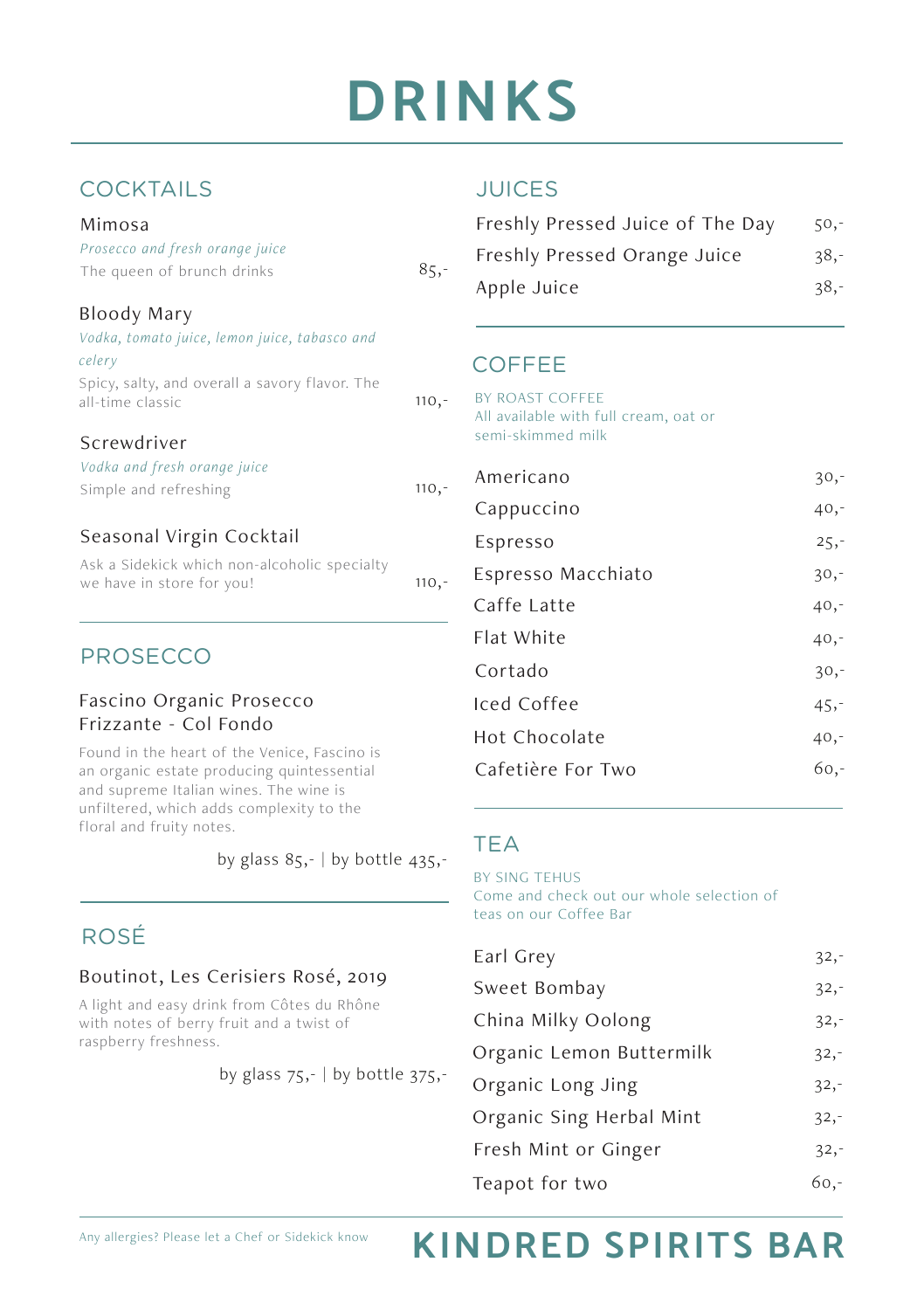# DRINKS

## COCKTAILS

### Mimosa

*Prosecco and fresh orange juice*

The queen of brunch drinks — 85,-

### Bloody Mary

*Vodka, tomato juice, lemon juice, tabasco and celery*

Spicy, salty, and overall a savory flavor. The all-time classic — 110,-

### Screwdriver

*Vodka and fresh orange juice*

Simple and refreshing — 110,-

### Seasonal Virgin Cocktail

Ask a Sidekick which non-alcoholic specialty we have in store for you! — 110,-

## PROSECCO

### Fascino Organic Prosecco Frizzante - Col Fondo

Found in the heart of the Venice, Fascino is an organic estate producing quintessential and supreme Italian wines. The wine is unfiltered, which adds complexity to the floral and fruity notes.

by glass 85,- | by bottle 435,-

## ROSÉ

### Boutinot, Les Cerisiers Rosé, 2019

A light and easy drink from Côtes du Rhône with notes of berry fruit and a twist of raspberry freshness.

by glass 75,- | by bottle 375,-

## JUICES

| | |
|---|---|
| Freshly Pressed Juice of The Day | 50,- |
| Freshly Pressed Orange Juice | 38,- |
| Apple Juice | 38,- |

## COFFEE

BY ROAST COFFEE
All available with full cream, oat or semi-skimmed milk

| | |
|---|---|
| Americano | 30,- |
| Cappuccino | 40,- |
| Espresso | 25,- |
| Espresso Macchiato | 30,- |
| Caffe Latte | 40,- |
| Flat White | 40,- |
| Cortado | 30,- |
| Iced Coffee | 45,- |
| Hot Chocolate | 40,- |
| Cafetière For Two | 60,- |

## TEA

BY SING TEHUS
Come and check out our whole selection of teas on our Coffee Bar

| | |
|---|---|
| Earl Grey | 32,- |
| Sweet Bombay | 32,- |
| China Milky Oolong | 32,- |
| Organic Lemon Buttermilk | 32,- |
| Organic Long Jing | 32,- |
| Organic Sing Herbal Mint | 32,- |
| Fresh Mint or Ginger | 32,- |
| Teapot for two | 60,- |

Any allergies? Please let a Chef or Sidekick know

**KINDRED SPIRITS BAR**